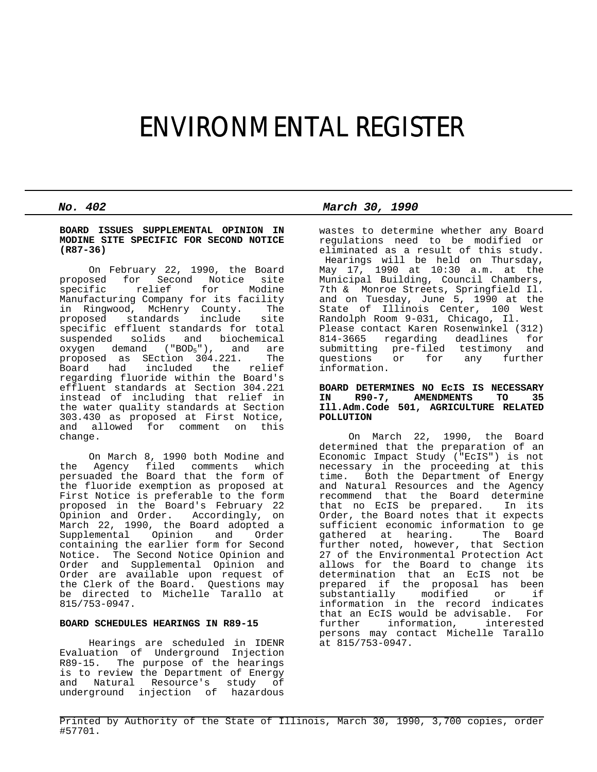# ENVIRONMENTAL REGISTER

***No. 402*** ***March 30, 1990***

**BOARD ISSUES SUPPLEMENTAL OPINION IN MODINE SITE SPECIFIC FOR SECOND NOTICE (R87-36)**

On February 22, 1990, the Board proposed for Second Notice site specific relief for Modine Manufacturing Company for its facility in Ringwood, McHenry County. The proposed standards include site specific effluent standards for total suspended solids and biochemical oxygen demand ("$BOD_5$"), and are proposed as SEction 304.221. The Board had included the relief regarding fluoride within the Board's effluent standards at Section 304.221 instead of including that relief in the water quality standards at Section 303.430 as proposed at First Notice, and allowed for comment on this change.

On March 8, 1990 both Modine and the Agency filed comments which persuaded the Board that the form of the fluoride exemption as proposed at First Notice is preferable to the form proposed in the Board's February 22 Opinion and Order. Accordingly, on March 22, 1990, the Board adopted a Supplemental Opinion and Order containing the earlier form for Second Notice. The Second Notice Opinion and Order and Supplemental Opinion and Order are available upon request of the Clerk of the Board. Questions may be directed to Michelle Tarallo at 815/753-0947.

**BOARD SCHEDULES HEARINGS IN R89-15**

Hearings are scheduled in IDENR Evaluation of Underground Injection R89-15. The purpose of the hearings is to review the Department of Energy and Natural Resource's study of underground injection of hazardous wastes to determine whether any Board regulations need to be modified or eliminated as a result of this study. Hearings will be held on Thursday, May 17, 1990 at 10:30 a.m. at the Municipal Building, Council Chambers, 7th & Monroe Streets, Springfield Il. and on Tuesday, June 5, 1990 at the State of Illinois Center, 100 West Randolph Room 9-031, Chicago, Il. Please contact Karen Rosenwinkel (312) 814-3665 regarding deadlines for submitting pre-filed testimony and questions or for any further information.

**BOARD DETERMINES NO EcIS IS NECESSARY IN R90-7, AMENDMENTS TO 35 Ill.Adm.Code 501, AGRICULTURE RELATED POLLUTION**

On March 22, 1990, the Board determined that the preparation of an Economic Impact Study ("EcIS") is not necessary in the proceeding at this time. Both the Department of Energy and Natural Resources and the Agency recommend that the Board determine that no EcIS be prepared. In its Order, the Board notes that it expects sufficient economic information to ge gathered at hearing. The Board further noted, however, that Section 27 of the Environmental Protection Act allows for the Board to change its determination that an EcIS not be prepared if the proposal has been substantially modified or if information in the record indicates that an EcIS would be advisable. For further information, interested persons may contact Michelle Tarallo at 815/753-0947.

Printed by Authority of the State of Illinois, March 30, 1990, 3,700 copies, order #57701.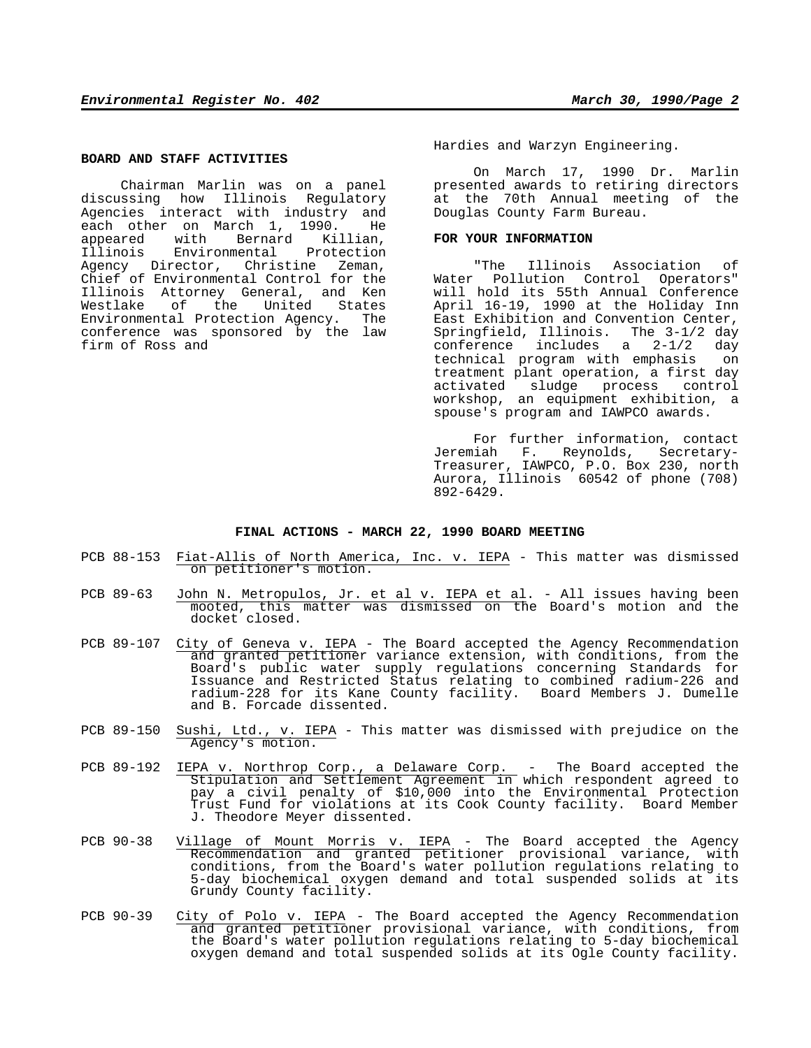## BOARD AND STAFF ACTIVITIES

Chairman Marlin was on a panel discussing how Illinois Regulatory Agencies interact with industry and each other on March 1, 1990. He appeared with Bernard Killian, Illinois Environmental Protection Agency Director, Christine Zeman, Chief of Environmental Control for the Illinois Attorney General, and Ken Westlake of the United States Environmental Protection Agency. The conference was sponsored by the law firm of Ross and Hardies and Warzyn Engineering.

On March 17, 1990 Dr. Marlin presented awards to retiring directors at the 70th Annual meeting of the Douglas County Farm Bureau.

## FOR YOUR INFORMATION

"The Illinois Association of Water Pollution Control Operators" will hold its 55th Annual Conference April 16-19, 1990 at the Holiday Inn East Exhibition and Convention Center, Springfield, Illinois. The 3-1/2 day conference includes a 2-1/2 day technical program with emphasis on treatment plant operation, a first day activated sludge process control workshop, an equipment exhibition, a spouse's program and IAWPCO awards.

For further information, contact Jeremiah F. Reynolds, Secretary-Treasurer, IAWPCO, P.O. Box 230, north Aurora, Illinois 60542 of phone (708) 892-6429.

## FINAL ACTIONS - MARCH 22, 1990 BOARD MEETING

PCB 88-153 Fiat-Allis of North America, Inc. v. IEPA - This matter was dismissed on petitioner's motion.

PCB 89-63 John N. Metropulos, Jr. et al v. IEPA et al. - All issues having been mooted, this matter was dismissed on the Board's motion and the docket closed.

PCB 89-107 City of Geneva v. IEPA - The Board accepted the Agency Recommendation and granted petitioner variance extension, with conditions, from the Board's public water supply regulations concerning Standards for Issuance and Restricted Status relating to combined radium-226 and radium-228 for its Kane County facility. Board Members J. Dumelle and B. Forcade dissented.

PCB 89-150 Sushi, Ltd., v. IEPA - This matter was dismissed with prejudice on the Agency's motion.

PCB 89-192 IEPA v. Northrop Corp., a Delaware Corp. - The Board accepted the Stipulation and Settlement Agreement in which respondent agreed to pay a civil penalty of $10,000 into the Environmental Protection Trust Fund for violations at its Cook County facility. Board Member J. Theodore Meyer dissented.

PCB 90-38 Village of Mount Morris v. IEPA - The Board accepted the Agency Recommendation and granted petitioner provisional variance, with conditions, from the Board's water pollution regulations relating to 5-day biochemical oxygen demand and total suspended solids at its Grundy County facility.

PCB 90-39 City of Polo v. IEPA - The Board accepted the Agency Recommendation and granted petitioner provisional variance, with conditions, from the Board's water pollution regulations relating to 5-day biochemical oxygen demand and total suspended solids at its Ogle County facility.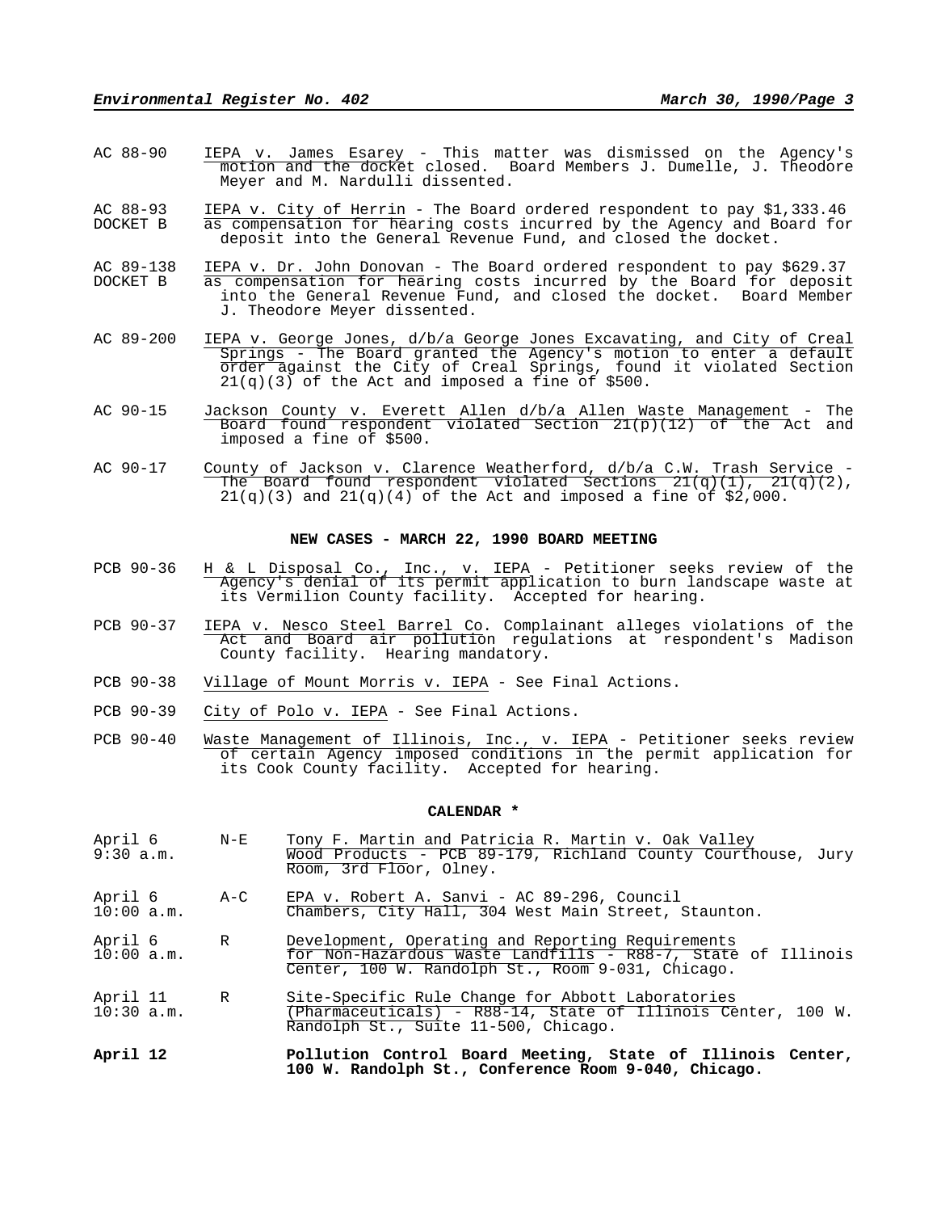AC 88-90 IEPA v. James Esarey - This matter was dismissed on the Agency's motion and the docket closed. Board Members J. Dumelle, J. Theodore Meyer and M. Nardulli dissented.

AC 88-93 DOCKET B IEPA v. City of Herrin - The Board ordered respondent to pay $1,333.46 as compensation for hearing costs incurred by the Agency and Board for deposit into the General Revenue Fund, and closed the docket.

AC 89-138 DOCKET B IEPA v. Dr. John Donovan - The Board ordered respondent to pay $629.37 as compensation for hearing costs incurred by the Board for deposit into the General Revenue Fund, and closed the docket. Board Member J. Theodore Meyer dissented.

AC 89-200 IEPA v. George Jones, d/b/a George Jones Excavating, and City of Creal Springs - The Board granted the Agency's motion to enter a default order against the City of Creal Springs, found it violated Section 21(q)(3) of the Act and imposed a fine of $500.

AC 90-15 Jackson County v. Everett Allen d/b/a Allen Waste Management - The Board found respondent violated Section 21(p)(12) of the Act and imposed a fine of $500.

AC 90-17 County of Jackson v. Clarence Weatherford, d/b/a C.W. Trash Service - The Board found respondent violated Sections 21(q)(1), 21(q)(2), 21(q)(3) and 21(q)(4) of the Act and imposed a fine of $2,000.

## NEW CASES - MARCH 22, 1990 BOARD MEETING

PCB 90-36 H & L Disposal Co., Inc., v. IEPA - Petitioner seeks review of the Agency's denial of its permit application to burn landscape waste at its Vermilion County facility. Accepted for hearing.

PCB 90-37 IEPA v. Nesco Steel Barrel Co. Complainant alleges violations of the Act and Board air pollution regulations at respondent's Madison County facility. Hearing mandatory.

PCB 90-38 Village of Mount Morris v. IEPA - See Final Actions.

PCB 90-39 City of Polo v. IEPA - See Final Actions.

PCB 90-40 Waste Management of Illinois, Inc., v. IEPA - Petitioner seeks review of certain Agency imposed conditions in the permit application for its Cook County facility. Accepted for hearing.

## CALENDAR *

| | | |
|---|---|---|
| April 6 9:30 a.m. | N-E | Tony F. Martin and Patricia R. Martin v. Oak Valley Wood Products - PCB 89-179, Richland County Courthouse, Jury Room, 3rd Floor, Olney. |
| April 6 10:00 a.m. | A-C | EPA v. Robert A. Sanvi - AC 89-296, Council Chambers, City Hall, 304 West Main Street, Staunton. |
| April 6 10:00 a.m. | R | Development, Operating and Reporting Requirements for Non-Hazardous Waste Landfills - R88-7, State of Illinois Center, 100 W. Randolph St., Room 9-031, Chicago. |
| April 11 10:30 a.m. | R | Site-Specific Rule Change for Abbott Laboratories (Pharmaceuticals) - R88-14, State of Illinois Center, 100 W. Randolph St., Suite 11-500, Chicago. |
| **April 12** | | **Pollution Control Board Meeting, State of Illinois Center, 100 W. Randolph St., Conference Room 9-040, Chicago.** |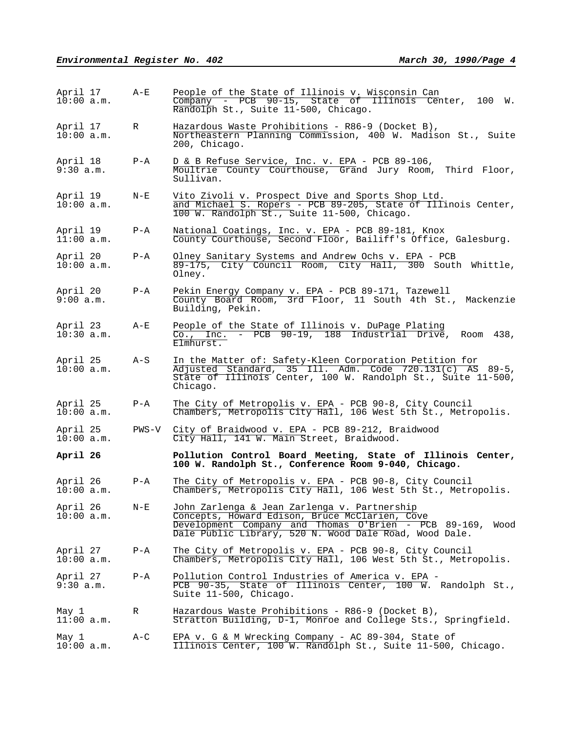| | | |
|---|---|---|
| April 17<br>10:00 a.m. | A-E | People of the State of Illinois v. Wisconsin Can Company - PCB 90-15, State of Illinois Center, 100 W. Randolph St., Suite 11-500, Chicago. |
| April 17<br>10:00 a.m. | R | Hazardous Waste Prohibitions - R86-9 (Docket B), Northeastern Planning Commission, 400 W. Madison St., Suite 200, Chicago. |
| April 18<br>9:30 a.m. | P-A | D & B Refuse Service, Inc. v. EPA - PCB 89-106, Moultrie County Courthouse, Grand Jury Room, Third Floor, Sullivan. |
| April 19<br>10:00 a.m. | N-E | Vito Zivoli v. Prospect Dive and Sports Shop Ltd. and Michael S. Ropers - PCB 89-205, State of Illinois Center, 100 W. Randolph St., Suite 11-500, Chicago. |
| April 19<br>11:00 a.m. | P-A | National Coatings, Inc. v. EPA - PCB 89-181, Knox County Courthouse, Second Floor, Bailiff's Office, Galesburg. |
| April 20<br>10:00 a.m. | P-A | Olney Sanitary Systems and Andrew Ochs v. EPA - PCB 89-175, City Council Room, City Hall, 300 South Whittle, Olney. |
| April 20<br>9:00 a.m. | P-A | Pekin Energy Company v. EPA - PCB 89-171, Tazewell County Board Room, 3rd Floor, 11 South 4th St., Mackenzie Building, Pekin. |
| April 23<br>10:30 a.m. | A-E | People of the State of Illinois v. DuPage Plating Co., Inc. - PCB 90-19, 188 Industrial Drive, Room 438, Elmhurst. |
| April 25<br>10:00 a.m. | A-S | In the Matter of: Safety-Kleen Corporation Petition for Adjusted Standard, 35 Ill. Adm. Code 720.131(c) AS 89-5, State of Illinois Center, 100 W. Randolph St., Suite 11-500, Chicago. |
| April 25<br>10:00 a.m. | P-A | The City of Metropolis v. EPA - PCB 90-8, City Council Chambers, Metropolis City Hall, 106 West 5th St., Metropolis. |
| April 25<br>10:00 a.m. | PWS-V | City of Braidwood v. EPA - PCB 89-212, Braidwood City Hall, 141 W. Main Street, Braidwood. |
| **April 26** | | **Pollution Control Board Meeting, State of Illinois Center, 100 W. Randolph St., Conference Room 9-040, Chicago.** |
| April 26<br>10:00 a.m. | P-A | The City of Metropolis v. EPA - PCB 90-8, City Council Chambers, Metropolis City Hall, 106 West 5th St., Metropolis. |
| April 26<br>10:00 a.m. | N-E | John Zarlenga & Jean Zarlenga v. Partnership Concepts, Howard Edison, Bruce McClarien, Cove Development Company and Thomas O'Brien - PCB 89-169, Wood Dale Public Library, 520 N. Wood Dale Road, Wood Dale. |
| April 27<br>10:00 a.m. | P-A | The City of Metropolis v. EPA - PCB 90-8, City Council Chambers, Metropolis City Hall, 106 West 5th St., Metropolis. |
| April 27<br>9:30 a.m. | P-A | Pollution Control Industries of America v. EPA - PCB 90-35, State of Illinois Center, 100 W. Randolph St., Suite 11-500, Chicago. |
| May 1<br>11:00 a.m. | R | Hazardous Waste Prohibitions - R86-9 (Docket B), Stratton Building, D-1, Monroe and College Sts., Springfield. |
| May 1<br>10:00 a.m. | A-C | EPA v. G & M Wrecking Company - AC 89-304, State of Illinois Center, 100 W. Randolph St., Suite 11-500, Chicago. |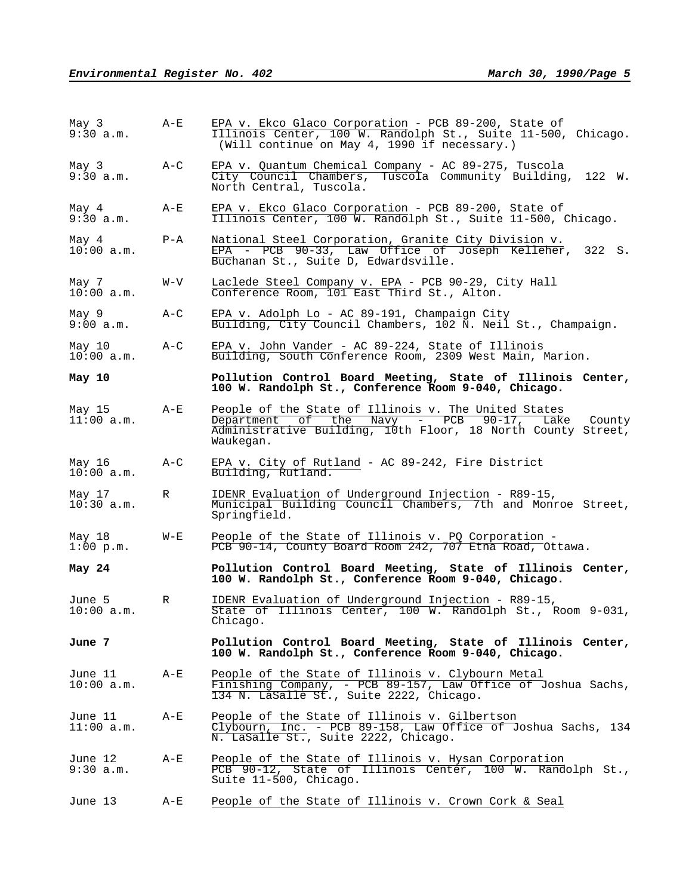| | | |
|---|---|---|
| May 3<br>9:30 a.m. | A-E | EPA v. Ekco Glaco Corporation - PCB 89-200, State of Illinois Center, 100 W. Randolph St., Suite 11-500, Chicago. (Will continue on May 4, 1990 if necessary.) |
| May 3<br>9:30 a.m. | A-C | EPA v. Quantum Chemical Company - AC 89-275, Tuscola City Council Chambers, Tuscola Community Building, 122 W. North Central, Tuscola. |
| May 4<br>9:30 a.m. | A-E | EPA v. Ekco Glaco Corporation - PCB 89-200, State of Illinois Center, 100 W. Randolph St., Suite 11-500, Chicago. |
| May 4<br>10:00 a.m. | P-A | National Steel Corporation, Granite City Division v. EPA - PCB 90-33, Law Office of Joseph Kelleher, 322 S. Buchanan St., Suite D, Edwardsville. |
| May 7<br>10:00 a.m. | W-V | Laclede Steel Company v. EPA - PCB 90-29, City Hall Conference Room, 101 East Third St., Alton. |
| May 9<br>9:00 a.m. | A-C | EPA v. Adolph Lo - AC 89-191, Champaign City Building, City Council Chambers, 102 N. Neil St., Champaign. |
| May 10<br>10:00 a.m. | A-C | EPA v. John Vander - AC 89-224, State of Illinois Building, South Conference Room, 2309 West Main, Marion. |
| **May 10** | | **Pollution Control Board Meeting, State of Illinois Center, 100 W. Randolph St., Conference Room 9-040, Chicago.** |
| May 15<br>11:00 a.m. | A-E | People of the State of Illinois v. The United States Department of the Navy - PCB 90-17, Lake County Administrative Building, 10th Floor, 18 North County Street, Waukegan. |
| May 16<br>10:00 a.m. | A-C | EPA v. City of Rutland - AC 89-242, Fire District Building, Rutland. |
| May 17<br>10:30 a.m. | R | IDENR Evaluation of Underground Injection - R89-15, Municipal Building Council Chambers, 7th and Monroe Street, Springfield. |
| May 18<br>1:00 p.m. | W-E | People of the State of Illinois v. PQ Corporation - PCB 90-14, County Board Room 242, 707 Etna Road, Ottawa. |
| **May 24** | | **Pollution Control Board Meeting, State of Illinois Center, 100 W. Randolph St., Conference Room 9-040, Chicago.** |
| June 5<br>10:00 a.m. | R | IDENR Evaluation of Underground Injection - R89-15, State of Illinois Center, 100 W. Randolph St., Room 9-031, Chicago. |
| **June 7** | | **Pollution Control Board Meeting, State of Illinois Center, 100 W. Randolph St., Conference Room 9-040, Chicago.** |
| June 11<br>10:00 a.m. | A-E | People of the State of Illinois v. Clybourn Metal Finishing Company, - PCB 89-157, Law Office of Joshua Sachs, 134 N. LaSalle St., Suite 2222, Chicago. |
| June 11<br>11:00 a.m. | A-E | People of the State of Illinois v. Gilbertson Clybourn, Inc. - PCB 89-158, Law Office of Joshua Sachs, 134 N. LaSalle St., Suite 2222, Chicago. |
| June 12<br>9:30 a.m. | A-E | People of the State of Illinois v. Hysan Corporation PCB 90-12, State of Illinois Center, 100 W. Randolph St., Suite 11-500, Chicago. |
| June 13 | A-E | People of the State of Illinois v. Crown Cork & Seal |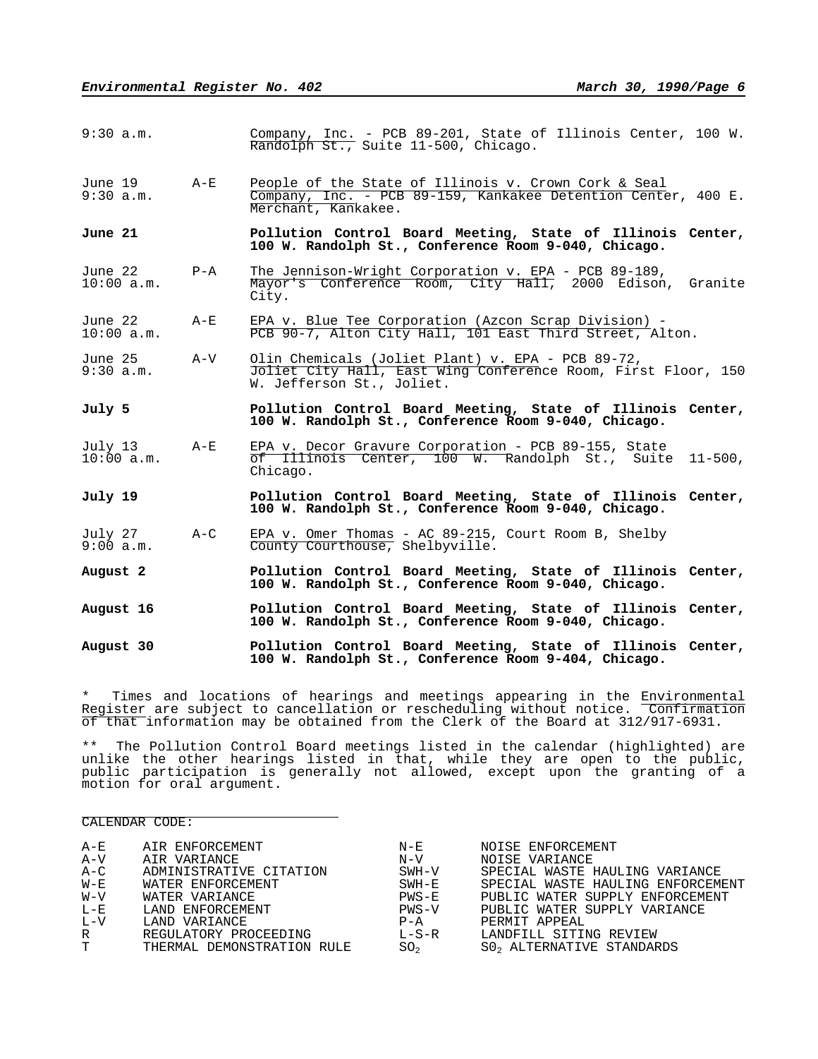| | | |
|---|---|---|
| 9:30 a.m. | | Company, Inc. - PCB 89-201, State of Illinois Center, 100 W. Randolph St., Suite 11-500, Chicago. |
| June 19<br>9:30 a.m. | A-E | People of the State of Illinois v. Crown Cork & Seal Company, Inc. - PCB 89-159, Kankakee Detention Center, 400 E. Merchant, Kankakee. |
| **June 21** | | **Pollution Control Board Meeting, State of Illinois Center, 100 W. Randolph St., Conference Room 9-040, Chicago.** |
| June 22<br>10:00 a.m. | P-A | The Jennison-Wright Corporation v. EPA - PCB 89-189, Mayor's Conference Room, City Hall, 2000 Edison, Granite City. |
| June 22<br>10:00 a.m. | A-E | EPA v. Blue Tee Corporation (Azcon Scrap Division) - PCB 90-7, Alton City Hall, 101 East Third Street, Alton. |
| June 25<br>9:30 a.m. | A-V | Olin Chemicals (Joliet Plant) v. EPA - PCB 89-72, Joliet City Hall, East Wing Conference Room, First Floor, 150 W. Jefferson St., Joliet. |
| **July 5** | | **Pollution Control Board Meeting, State of Illinois Center, 100 W. Randolph St., Conference Room 9-040, Chicago.** |
| July 13<br>10:00 a.m. | A-E | EPA v. Decor Gravure Corporation - PCB 89-155, State of Illinois Center, 100 W. Randolph St., Suite 11-500, Chicago. |
| **July 19** | | **Pollution Control Board Meeting, State of Illinois Center, 100 W. Randolph St., Conference Room 9-040, Chicago.** |
| July 27<br>9:00 a.m. | A-C | EPA v. Omer Thomas - AC 89-215, Court Room B, Shelby County Courthouse, Shelbyville. |
| **August 2** | | **Pollution Control Board Meeting, State of Illinois Center, 100 W. Randolph St., Conference Room 9-040, Chicago.** |
| **August 16** | | **Pollution Control Board Meeting, State of Illinois Center, 100 W. Randolph St., Conference Room 9-040, Chicago.** |
| **August 30** | | **Pollution Control Board Meeting, State of Illinois Center, 100 W. Randolph St., Conference Room 9-404, Chicago.** |

\* Times and locations of hearings and meetings appearing in the Environmental Register are subject to cancellation or rescheduling without notice. Confirmation of that information may be obtained from the Clerk of the Board at 312/917-6931.

\*\* The Pollution Control Board meetings listed in the calendar (highlighted) are unlike the other hearings listed in that, while they are open to the public, public participation is generally not allowed, except upon the granting of a motion for oral argument.

CALENDAR CODE:

| | | | |
|---|---|---|---|
| A-E | AIR ENFORCEMENT | N-E | NOISE ENFORCEMENT |
| A-V | AIR VARIANCE | N-V | NOISE VARIANCE |
| A-C | ADMINISTRATIVE CITATION | SWH-V | SPECIAL WASTE HAULING VARIANCE |
| W-E | WATER ENFORCEMENT | SWH-E | SPECIAL WASTE HAULING ENFORCEMENT |
| W-V | WATER VARIANCE | PWS-E | PUBLIC WATER SUPPLY ENFORCEMENT |
| L-E | LAND ENFORCEMENT | PWS-V | PUBLIC WATER SUPPLY VARIANCE |
| L-V | LAND VARIANCE | P-A | PERMIT APPEAL |
| R | REGULATORY PROCEEDING | L-S-R | LANDFILL SITING REVIEW |
| T | THERMAL DEMONSTRATION RULE | $SO_2$ | $SO_2$ ALTERNATIVE STANDARDS |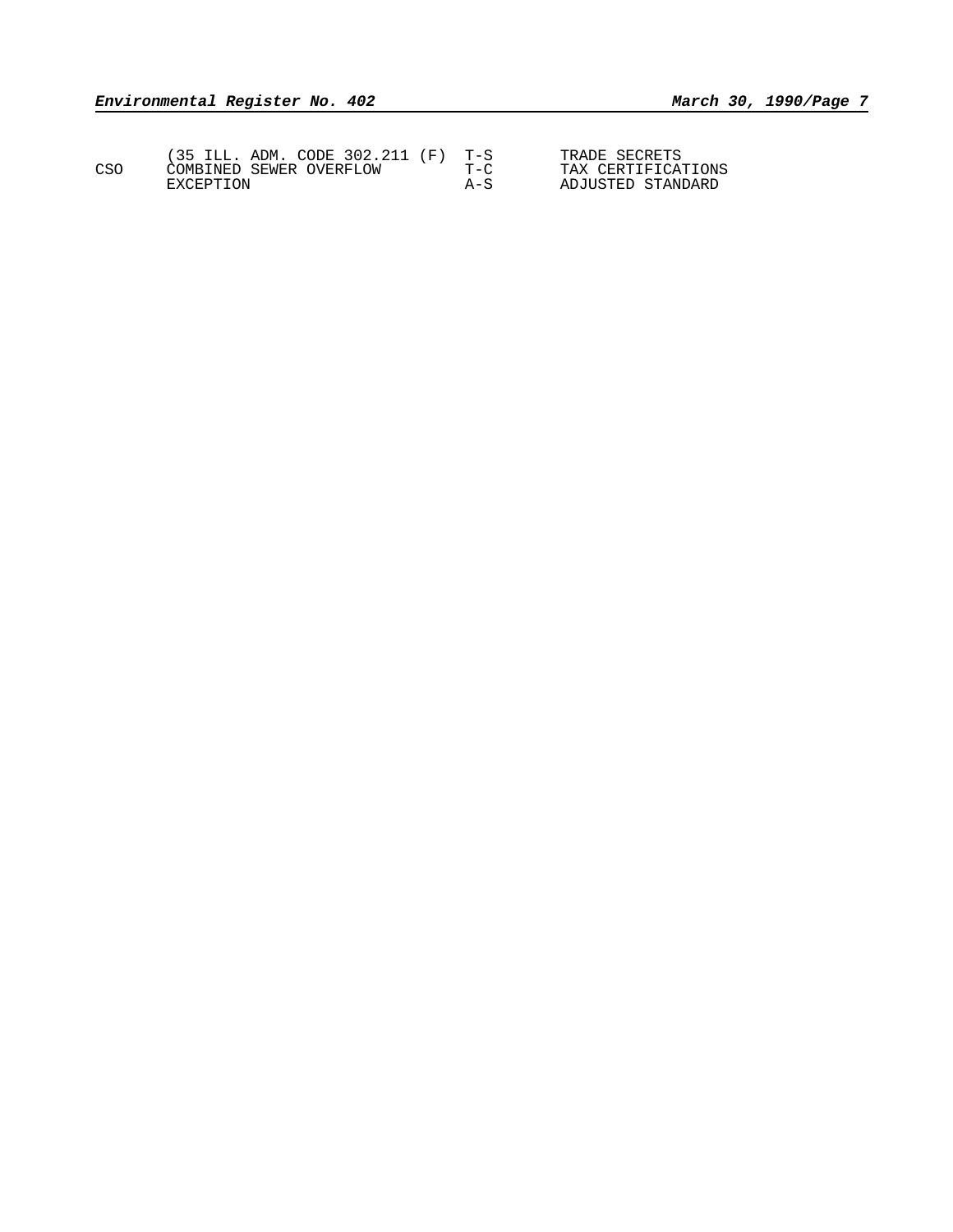| | | | |
|---|---|---|---|
| | (35 ILL. ADM. CODE 302.211 (F) | T-S | TRADE SECRETS |
| CSO | COMBINED SEWER OVERFLOW | T-C | TAX CERTIFICATIONS |
| | EXCEPTION | A-S | ADJUSTED STANDARD |